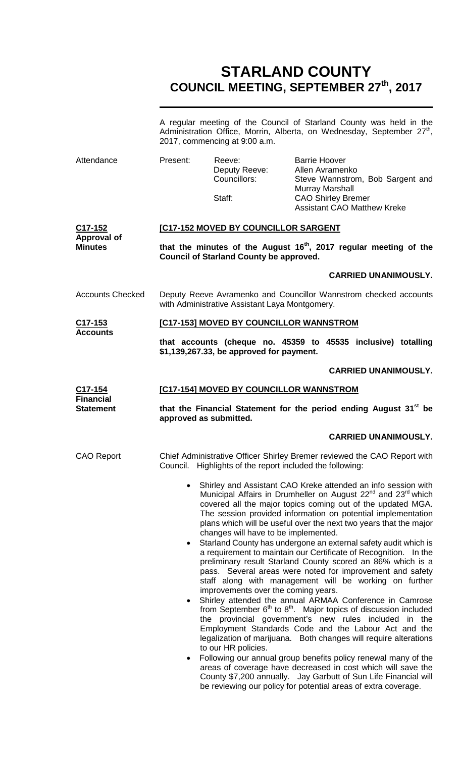# STARLAND COUNTY
## COUNCIL MEETING, SEPTEMBER 27th, 2017

A regular meeting of the Council of Starland County was held in the Administration Office, Morrin, Alberta, on Wednesday, September 27th, 2017, commencing at 9:00 a.m.

| Attendance | Present: | Reeve: | Barrie Hoover |
|---|---|---|---|
| | | Deputy Reeve: | Allen Avramenko |
| | | Councillors: | Steve Wannstrom, Bob Sargent and Murray Marshall |
| | | Staff: | CAO Shirley Bremer |
| | | | Assistant CAO Matthew Kreke |

**C17-152 Approval of Minutes**

**[C17-152 MOVED BY COUNCILLOR SARGENT**

**that the minutes of the August 16th, 2017 regular meeting of the Council of Starland County be approved.**

**CARRIED UNANIMOUSLY.**

**Accounts Checked**

Deputy Reeve Avramenko and Councillor Wannstrom checked accounts with Administrative Assistant Laya Montgomery.

**C17-153 Accounts**

**[C17-153] MOVED BY COUNCILLOR WANNSTROM**

**that accounts (cheque no. 45359 to 45535 inclusive) totalling $1,139,267.33, be approved for payment.**

**CARRIED UNANIMOUSLY.**

**C17-154 Financial Statement**

**[C17-154] MOVED BY COUNCILLOR WANNSTROM**

**that the Financial Statement for the period ending August 31st be approved as submitted.**

**CARRIED UNANIMOUSLY.**

**CAO Report**

Chief Administrative Officer Shirley Bremer reviewed the CAO Report with Council. Highlights of the report included the following:

- Shirley and Assistant CAO Kreke attended an info session with Municipal Affairs in Drumheller on August 22nd and 23rd which covered all the major topics coming out of the updated MGA. The session provided information on potential implementation plans which will be useful over the next two years that the major changes will have to be implemented.
- Starland County has undergone an external safety audit which is a requirement to maintain our Certificate of Recognition. In the preliminary result Starland County scored an 86% which is a pass. Several areas were noted for improvement and safety staff along with management will be working on further improvements over the coming years.
- Shirley attended the annual ARMAA Conference in Camrose from September 6th to 8th. Major topics of discussion included the provincial government's new rules included in the Employment Standards Code and the Labour Act and the legalization of marijuana. Both changes will require alterations to our HR policies.
- Following our annual group benefits policy renewal many of the areas of coverage have decreased in cost which will save the County $7,200 annually. Jay Garbutt of Sun Life Financial will be reviewing our policy for potential areas of extra coverage.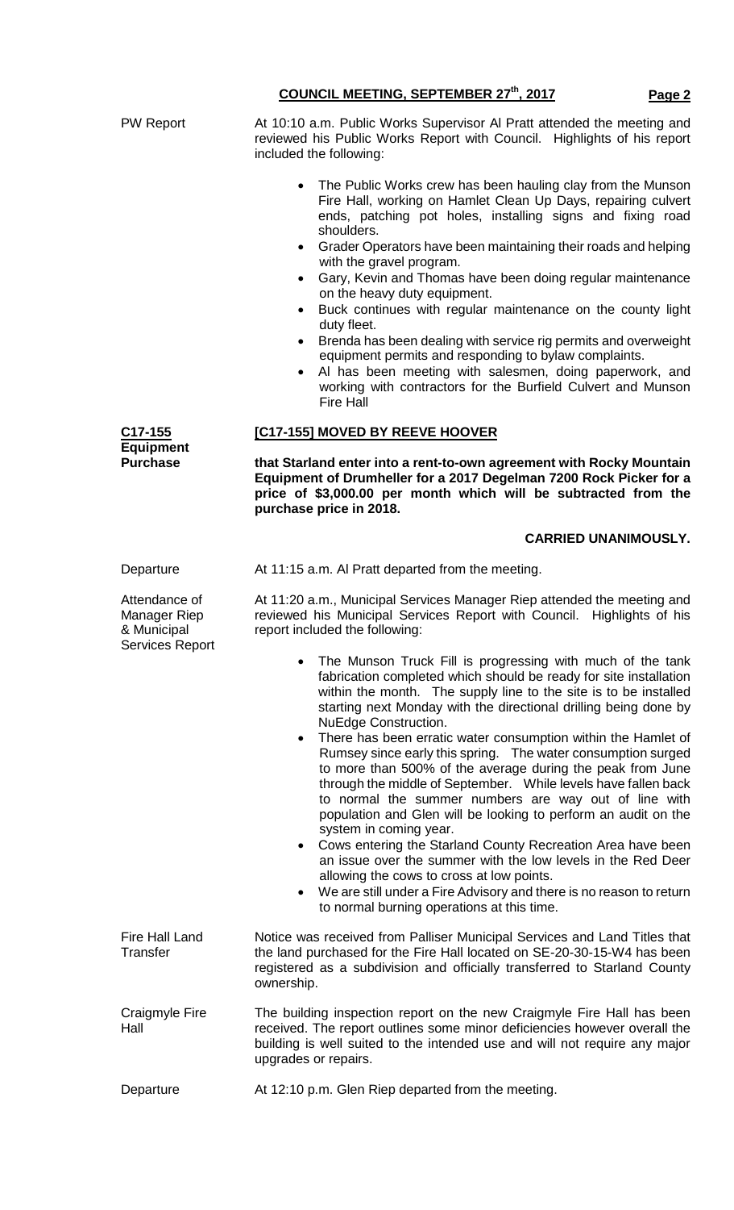**PW Report**

At 10:10 a.m. Public Works Supervisor Al Pratt attended the meeting and reviewed his Public Works Report with Council. Highlights of his report included the following:

- The Public Works crew has been hauling clay from the Munson Fire Hall, working on Hamlet Clean Up Days, repairing culvert ends, patching pot holes, installing signs and fixing road shoulders.
- Grader Operators have been maintaining their roads and helping with the gravel program.
- Gary, Kevin and Thomas have been doing regular maintenance on the heavy duty equipment.
- Buck continues with regular maintenance on the county light duty fleet.
- Brenda has been dealing with service rig permits and overweight equipment permits and responding to bylaw complaints.
- Al has been meeting with salesmen, doing paperwork, and working with contractors for the Burfield Culvert and Munson Fire Hall

**C17-155 Equipment Purchase**

**[C17-155] MOVED BY REEVE HOOVER**

**that Starland enter into a rent-to-own agreement with Rocky Mountain Equipment of Drumheller for a 2017 Degelman 7200 Rock Picker for a price of $3,000.00 per month which will be subtracted from the purchase price in 2018.**

**CARRIED UNANIMOUSLY.**

**Departure**

At 11:15 a.m. Al Pratt departed from the meeting.

**Attendance of Manager Riep & Municipal Services Report**

At 11:20 a.m., Municipal Services Manager Riep attended the meeting and reviewed his Municipal Services Report with Council. Highlights of his report included the following:

- The Munson Truck Fill is progressing with much of the tank fabrication completed which should be ready for site installation within the month. The supply line to the site is to be installed starting next Monday with the directional drilling being done by NuEdge Construction.
- There has been erratic water consumption within the Hamlet of Rumsey since early this spring. The water consumption surged to more than 500% of the average during the peak from June through the middle of September. While levels have fallen back to normal the summer numbers are way out of line with population and Glen will be looking to perform an audit on the system in coming year.
- Cows entering the Starland County Recreation Area have been an issue over the summer with the low levels in the Red Deer allowing the cows to cross at low points.
- We are still under a Fire Advisory and there is no reason to return to normal burning operations at this time.

**Fire Hall Land Transfer**

Notice was received from Palliser Municipal Services and Land Titles that the land purchased for the Fire Hall located on SE-20-30-15-W4 has been registered as a subdivision and officially transferred to Starland County ownership.

**Craigmyle Fire Hall**

The building inspection report on the new Craigmyle Fire Hall has been received. The report outlines some minor deficiencies however overall the building is well suited to the intended use and will not require any major upgrades or repairs.

**Departure**

At 12:10 p.m. Glen Riep departed from the meeting.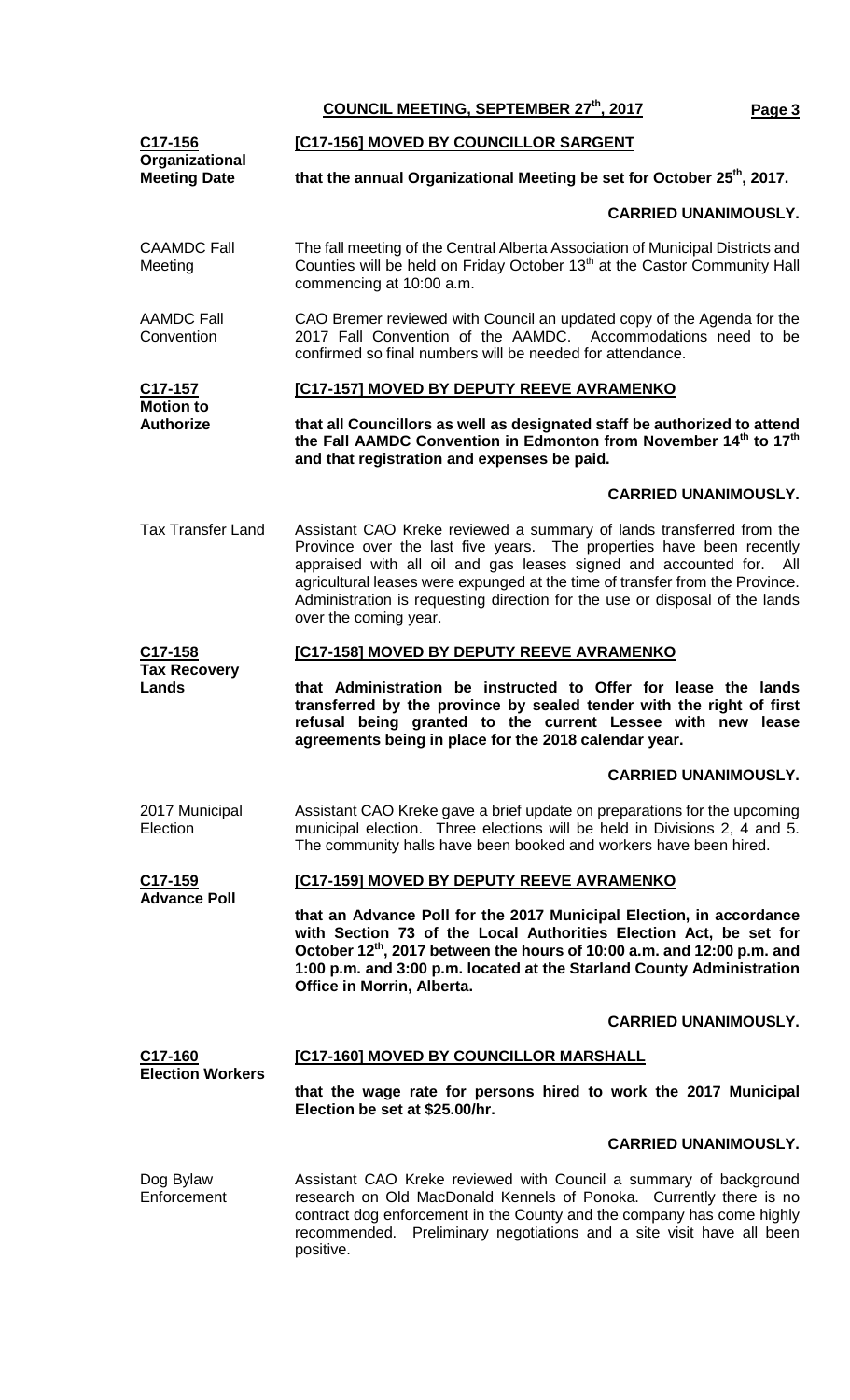**C17-156 Organizational Meeting Date**

**[C17-156] MOVED BY COUNCILLOR SARGENT**

**that the annual Organizational Meeting be set for October 25th, 2017.**

**CARRIED UNANIMOUSLY.**

CAAMDC Fall Meeting

The fall meeting of the Central Alberta Association of Municipal Districts and Counties will be held on Friday October 13th at the Castor Community Hall commencing at 10:00 a.m.

AAMDC Fall Convention

CAO Bremer reviewed with Council an updated copy of the Agenda for the 2017 Fall Convention of the AAMDC. Accommodations need to be confirmed so final numbers will be needed for attendance.

**C17-157 Motion to Authorize**

**[C17-157] MOVED BY DEPUTY REEVE AVRAMENKO**

**that all Councillors as well as designated staff be authorized to attend the Fall AAMDC Convention in Edmonton from November 14th to 17th and that registration and expenses be paid.**

**CARRIED UNANIMOUSLY.**

Tax Transfer Land

Assistant CAO Kreke reviewed a summary of lands transferred from the Province over the last five years. The properties have been recently appraised with all oil and gas leases signed and accounted for. All agricultural leases were expunged at the time of transfer from the Province. Administration is requesting direction for the use or disposal of the lands over the coming year.

**C17-158 Tax Recovery Lands**

**[C17-158] MOVED BY DEPUTY REEVE AVRAMENKO**

**that Administration be instructed to Offer for lease the lands transferred by the province by sealed tender with the right of first refusal being granted to the current Lessee with new lease agreements being in place for the 2018 calendar year.**

**CARRIED UNANIMOUSLY.**

2017 Municipal Election

Assistant CAO Kreke gave a brief update on preparations for the upcoming municipal election. Three elections will be held in Divisions 2, 4 and 5. The community halls have been booked and workers have been hired.

**C17-159 Advance Poll**

**[C17-159] MOVED BY DEPUTY REEVE AVRAMENKO**

**that an Advance Poll for the 2017 Municipal Election, in accordance with Section 73 of the Local Authorities Election Act, be set for October 12th, 2017 between the hours of 10:00 a.m. and 12:00 p.m. and 1:00 p.m. and 3:00 p.m. located at the Starland County Administration Office in Morrin, Alberta.**

**CARRIED UNANIMOUSLY.**

**C17-160 Election Workers**

**[C17-160] MOVED BY COUNCILLOR MARSHALL**

**that the wage rate for persons hired to work the 2017 Municipal Election be set at $25.00/hr.**

**CARRIED UNANIMOUSLY.**

Dog Bylaw Enforcement

Assistant CAO Kreke reviewed with Council a summary of background research on Old MacDonald Kennels of Ponoka. Currently there is no contract dog enforcement in the County and the company has come highly recommended. Preliminary negotiations and a site visit have all been positive.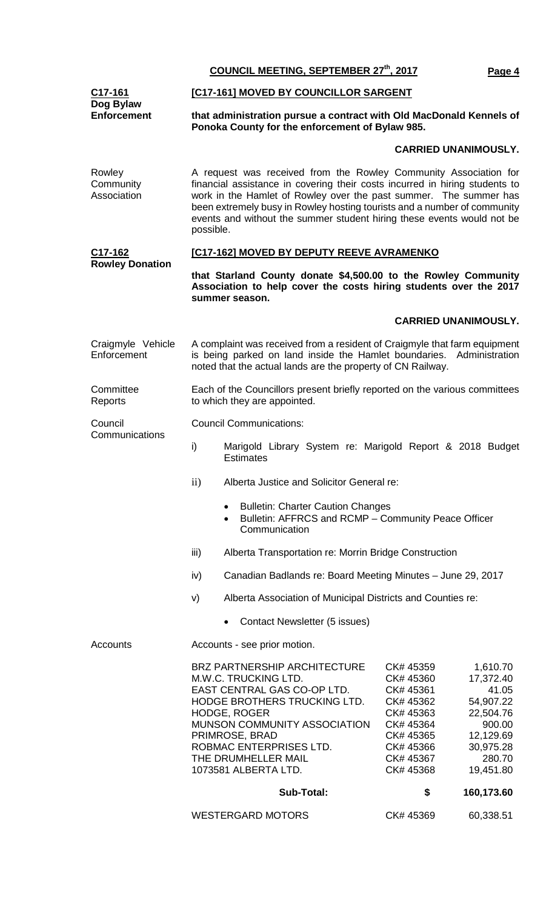**C17-161**
**Dog Bylaw Enforcement**

**[C17-161] MOVED BY COUNCILLOR SARGENT**

**that administration pursue a contract with Old MacDonald Kennels of Ponoka County for the enforcement of Bylaw 985.**

**CARRIED UNANIMOUSLY.**

Rowley Community Association

A request was received from the Rowley Community Association for financial assistance in covering their costs incurred in hiring students to work in the Hamlet of Rowley over the past summer. The summer has been extremely busy in Rowley hosting tourists and a number of community events and without the summer student hiring these events would not be possible.

**C17-162**
**Rowley Donation**

**[C17-162] MOVED BY DEPUTY REEVE AVRAMENKO**

**that Starland County donate $4,500.00 to the Rowley Community Association to help cover the costs hiring students over the 2017 summer season.**

**CARRIED UNANIMOUSLY.**

Craigmyle Vehicle Enforcement

A complaint was received from a resident of Craigmyle that farm equipment is being parked on land inside the Hamlet boundaries. Administration noted that the actual lands are the property of CN Railway.

Committee Reports

Each of the Councillors present briefly reported on the various committees to which they are appointed.

Council Communications

Council Communications:

i) Marigold Library System re: Marigold Report & 2018 Budget Estimates

ii) Alberta Justice and Solicitor General re:

- Bulletin: Charter Caution Changes
- Bulletin: AFFRCS and RCMP – Community Peace Officer Communication

iii) Alberta Transportation re: Morrin Bridge Construction

iv) Canadian Badlands re: Board Meeting Minutes – June 29, 2017

v) Alberta Association of Municipal Districts and Counties re:

- Contact Newsletter (5 issues)

Accounts

Accounts - see prior motion.

| | | |
|---|---|---|
| BRZ PARTNERSHIP ARCHITECTURE | CK# 45359 | 1,610.70 |
| M.W.C. TRUCKING LTD. | CK# 45360 | 17,372.40 |
| EAST CENTRAL GAS CO-OP LTD. | CK# 45361 | 41.05 |
| HODGE BROTHERS TRUCKING LTD. | CK# 45362 | 54,907.22 |
| HODGE, ROGER | CK# 45363 | 22,504.76 |
| MUNSON COMMUNITY ASSOCIATION | CK# 45364 | 900.00 |
| PRIMROSE, BRAD | CK# 45365 | 12,129.69 |
| ROBMAC ENTERPRISES LTD. | CK# 45366 | 30,975.28 |
| THE DRUMHELLER MAIL | CK# 45367 | 280.70 |
| 1073581 ALBERTA LTD. | CK# 45368 | 19,451.80 |
| **Sub-Total:** | **$** | **160,173.60** |
| WESTERGARD MOTORS | CK# 45369 | 60,338.51 |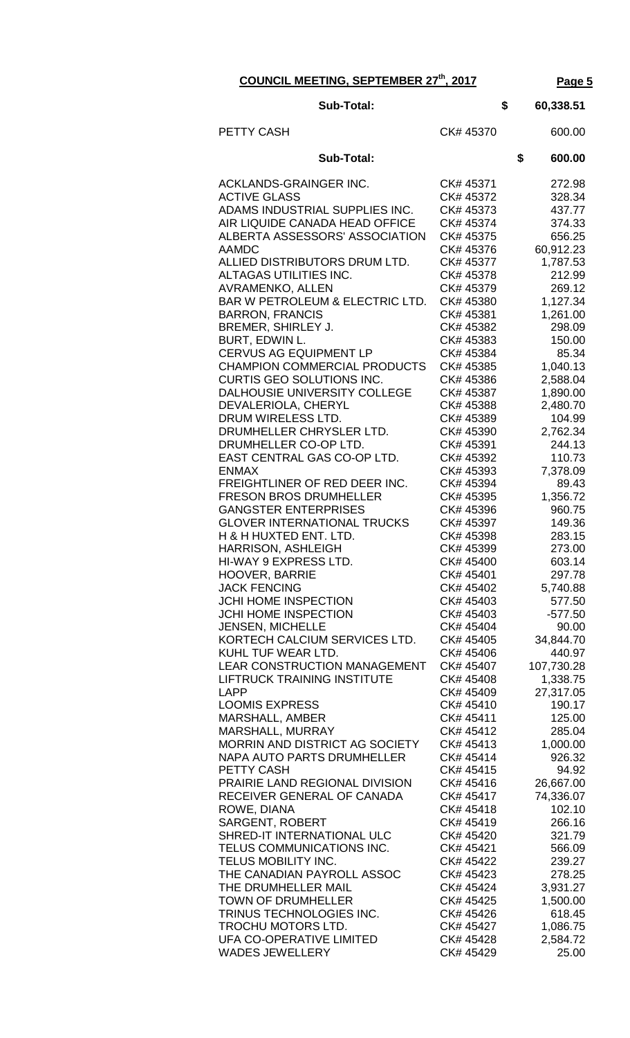**COUNCIL MEETING, SEPTEMBER 27th, 2017** **Page 5**

| | | |
|---|---|---|
| **Sub-Total:** | | **$ 60,338.51** |
| PETTY CASH | CK# 45370 | 600.00 |
| **Sub-Total:** | | **$ 600.00** |
| ACKLANDS-GRAINGER INC. | CK# 45371 | 272.98 |
| ACTIVE GLASS | CK# 45372 | 328.34 |
| ADAMS INDUSTRIAL SUPPLIES INC. | CK# 45373 | 437.77 |
| AIR LIQUIDE CANADA HEAD OFFICE | CK# 45374 | 374.33 |
| ALBERTA ASSESSORS' ASSOCIATION | CK# 45375 | 656.25 |
| AAMDC | CK# 45376 | 60,912.23 |
| ALLIED DISTRIBUTORS DRUM LTD. | CK# 45377 | 1,787.53 |
| ALTAGAS UTILITIES INC. | CK# 45378 | 212.99 |
| AVRAMENKO, ALLEN | CK# 45379 | 269.12 |
| BAR W PETROLEUM & ELECTRIC LTD. | CK# 45380 | 1,127.34 |
| BARRON, FRANCIS | CK# 45381 | 1,261.00 |
| BREMER, SHIRLEY J. | CK# 45382 | 298.09 |
| BURT, EDWIN L. | CK# 45383 | 150.00 |
| CERVUS AG EQUIPMENT LP | CK# 45384 | 85.34 |
| CHAMPION COMMERCIAL PRODUCTS | CK# 45385 | 1,040.13 |
| CURTIS GEO SOLUTIONS INC. | CK# 45386 | 2,588.04 |
| DALHOUSIE UNIVERSITY COLLEGE | CK# 45387 | 1,890.00 |
| DEVALERIOLA, CHERYL | CK# 45388 | 2,480.70 |
| DRUM WIRELESS LTD. | CK# 45389 | 104.99 |
| DRUMHELLER CHRYSLER LTD. | CK# 45390 | 2,762.34 |
| DRUMHELLER CO-OP LTD. | CK# 45391 | 244.13 |
| EAST CENTRAL GAS CO-OP LTD. | CK# 45392 | 110.73 |
| ENMAX | CK# 45393 | 7,378.09 |
| FREIGHTLINER OF RED DEER INC. | CK# 45394 | 89.43 |
| FRESON BROS DRUMHELLER | CK# 45395 | 1,356.72 |
| GANGSTER ENTERPRISES | CK# 45396 | 960.75 |
| GLOVER INTERNATIONAL TRUCKS | CK# 45397 | 149.36 |
| H & H HUXTED ENT. LTD. | CK# 45398 | 283.15 |
| HARRISON, ASHLEIGH | CK# 45399 | 273.00 |
| HI-WAY 9 EXPRESS LTD. | CK# 45400 | 603.14 |
| HOOVER, BARRIE | CK# 45401 | 297.78 |
| JACK FENCING | CK# 45402 | 5,740.88 |
| JCHI HOME INSPECTION | CK# 45403 | 577.50 |
| JCHI HOME INSPECTION | CK# 45403 | -577.50 |
| JENSEN, MICHELLE | CK# 45404 | 90.00 |
| KORTECH CALCIUM SERVICES LTD. | CK# 45405 | 34,844.70 |
| KUHL TUF WEAR LTD. | CK# 45406 | 440.97 |
| LEAR CONSTRUCTION MANAGEMENT | CK# 45407 | 107,730.28 |
| LIFTRUCK TRAINING INSTITUTE | CK# 45408 | 1,338.75 |
| LAPP | CK# 45409 | 27,317.05 |
| LOOMIS EXPRESS | CK# 45410 | 190.17 |
| MARSHALL, AMBER | CK# 45411 | 125.00 |
| MARSHALL, MURRAY | CK# 45412 | 285.04 |
| MORRIN AND DISTRICT AG SOCIETY | CK# 45413 | 1,000.00 |
| NAPA AUTO PARTS DRUMHELLER | CK# 45414 | 926.32 |
| PETTY CASH | CK# 45415 | 94.92 |
| PRAIRIE LAND REGIONAL DIVISION | CK# 45416 | 26,667.00 |
| RECEIVER GENERAL OF CANADA | CK# 45417 | 74,336.07 |
| ROWE, DIANA | CK# 45418 | 102.10 |
| SARGENT, ROBERT | CK# 45419 | 266.16 |
| SHRED-IT INTERNATIONAL ULC | CK# 45420 | 321.79 |
| TELUS COMMUNICATIONS INC. | CK# 45421 | 566.09 |
| TELUS MOBILITY INC. | CK# 45422 | 239.27 |
| THE CANADIAN PAYROLL ASSOC | CK# 45423 | 278.25 |
| THE DRUMHELLER MAIL | CK# 45424 | 3,931.27 |
| TOWN OF DRUMHELLER | CK# 45425 | 1,500.00 |
| TRINUS TECHNOLOGIES INC. | CK# 45426 | 618.45 |
| TROCHU MOTORS LTD. | CK# 45427 | 1,086.75 |
| UFA CO-OPERATIVE LIMITED | CK# 45428 | 2,584.72 |
| WADES JEWELLERY | CK# 45429 | 25.00 |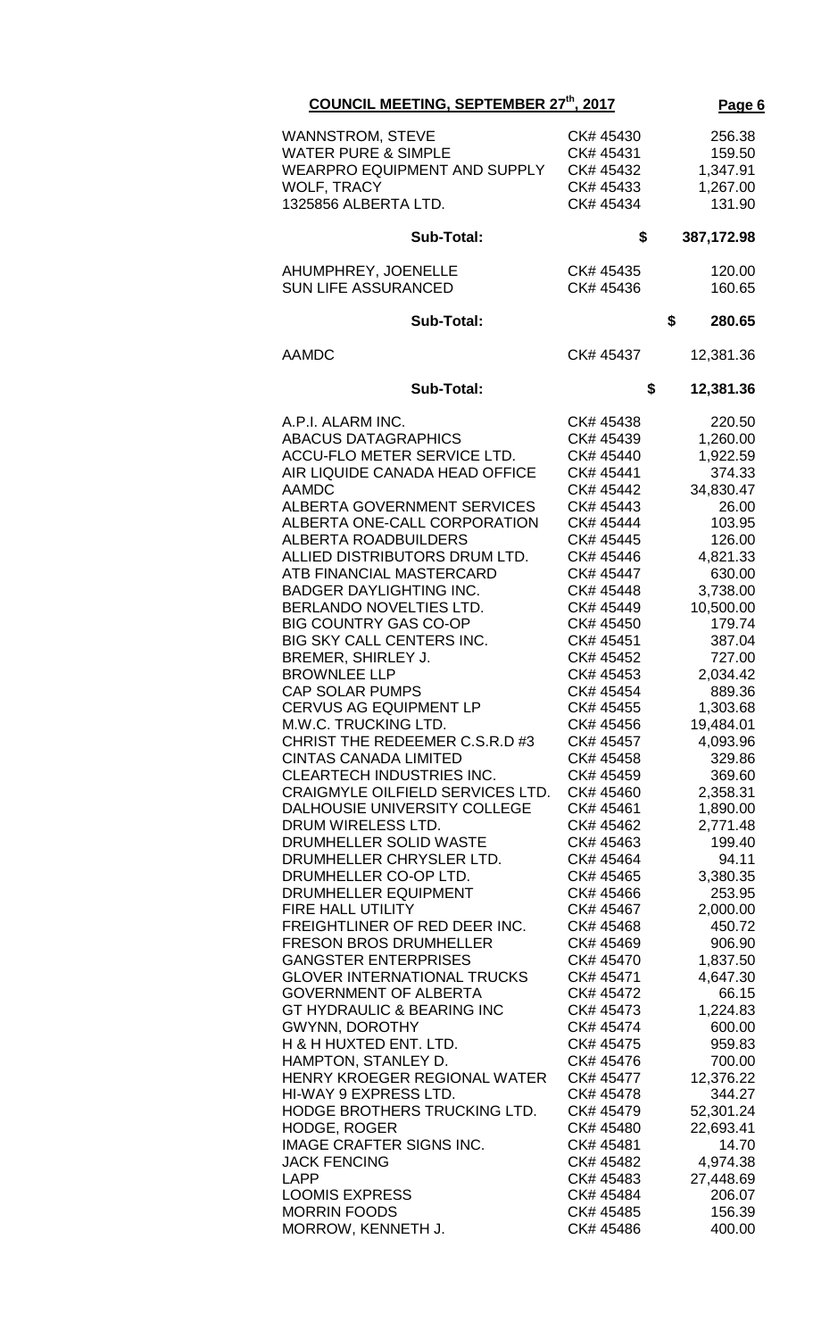## COUNCIL MEETING, SEPTEMBER 27th, 2017

| | | |
|---|---|---|
| WANNSTROM, STEVE | CK# 45430 | 256.38 |
| WATER PURE & SIMPLE | CK# 45431 | 159.50 |
| WEARPRO EQUIPMENT AND SUPPLY | CK# 45432 | 1,347.91 |
| WOLF, TRACY | CK# 45433 | 1,267.00 |
| 1325856 ALBERTA LTD. | CK# 45434 | 131.90 |
| **Sub-Total:** | **$** | **387,172.98** |
| AHUMPHREY, JOENELLE | CK# 45435 | 120.00 |
| SUN LIFE ASSURANCED | CK# 45436 | 160.65 |
| **Sub-Total:** | **$** | **280.65** |
| AAMDC | CK# 45437 | 12,381.36 |
| **Sub-Total:** | **$** | **12,381.36** |
| A.P.I. ALARM INC. | CK# 45438 | 220.50 |
| ABACUS DATAGRAPHICS | CK# 45439 | 1,260.00 |
| ACCU-FLO METER SERVICE LTD. | CK# 45440 | 1,922.59 |
| AIR LIQUIDE CANADA HEAD OFFICE | CK# 45441 | 374.33 |
| AAMDC | CK# 45442 | 34,830.47 |
| ALBERTA GOVERNMENT SERVICES | CK# 45443 | 26.00 |
| ALBERTA ONE-CALL CORPORATION | CK# 45444 | 103.95 |
| ALBERTA ROADBUILDERS | CK# 45445 | 126.00 |
| ALLIED DISTRIBUTORS DRUM LTD. | CK# 45446 | 4,821.33 |
| ATB FINANCIAL MASTERCARD | CK# 45447 | 630.00 |
| BADGER DAYLIGHTING INC. | CK# 45448 | 3,738.00 |
| BERLANDO NOVELTIES LTD. | CK# 45449 | 10,500.00 |
| BIG COUNTRY GAS CO-OP | CK# 45450 | 179.74 |
| BIG SKY CALL CENTERS INC. | CK# 45451 | 387.04 |
| BREMER, SHIRLEY J. | CK# 45452 | 727.00 |
| BROWNLEE LLP | CK# 45453 | 2,034.42 |
| CAP SOLAR PUMPS | CK# 45454 | 889.36 |
| CERVUS AG EQUIPMENT LP | CK# 45455 | 1,303.68 |
| M.W.C. TRUCKING LTD. | CK# 45456 | 19,484.01 |
| CHRIST THE REDEEMER C.S.R.D #3 | CK# 45457 | 4,093.96 |
| CINTAS CANADA LIMITED | CK# 45458 | 329.86 |
| CLEARTECH INDUSTRIES INC. | CK# 45459 | 369.60 |
| CRAIGMYLE OILFIELD SERVICES LTD. | CK# 45460 | 2,358.31 |
| DALHOUSIE UNIVERSITY COLLEGE | CK# 45461 | 1,890.00 |
| DRUM WIRELESS LTD. | CK# 45462 | 2,771.48 |
| DRUMHELLER SOLID WASTE | CK# 45463 | 199.40 |
| DRUMHELLER CHRYSLER LTD. | CK# 45464 | 94.11 |
| DRUMHELLER CO-OP LTD. | CK# 45465 | 3,380.35 |
| DRUMHELLER EQUIPMENT | CK# 45466 | 253.95 |
| FIRE HALL UTILITY | CK# 45467 | 2,000.00 |
| FREIGHTLINER OF RED DEER INC. | CK# 45468 | 450.72 |
| FRESON BROS DRUMHELLER | CK# 45469 | 906.90 |
| GANGSTER ENTERPRISES | CK# 45470 | 1,837.50 |
| GLOVER INTERNATIONAL TRUCKS | CK# 45471 | 4,647.30 |
| GOVERNMENT OF ALBERTA | CK# 45472 | 66.15 |
| GT HYDRAULIC & BEARING INC | CK# 45473 | 1,224.83 |
| GWYNN, DOROTHY | CK# 45474 | 600.00 |
| H & H HUXTED ENT. LTD. | CK# 45475 | 959.83 |
| HAMPTON, STANLEY D. | CK# 45476 | 700.00 |
| HENRY KROEGER REGIONAL WATER | CK# 45477 | 12,376.22 |
| HI-WAY 9 EXPRESS LTD. | CK# 45478 | 344.27 |
| HODGE BROTHERS TRUCKING LTD. | CK# 45479 | 52,301.24 |
| HODGE, ROGER | CK# 45480 | 22,693.41 |
| IMAGE CRAFTER SIGNS INC. | CK# 45481 | 14.70 |
| JACK FENCING | CK# 45482 | 4,974.38 |
| LAPP | CK# 45483 | 27,448.69 |
| LOOMIS EXPRESS | CK# 45484 | 206.07 |
| MORRIN FOODS | CK# 45485 | 156.39 |
| MORROW, KENNETH J. | CK# 45486 | 400.00 |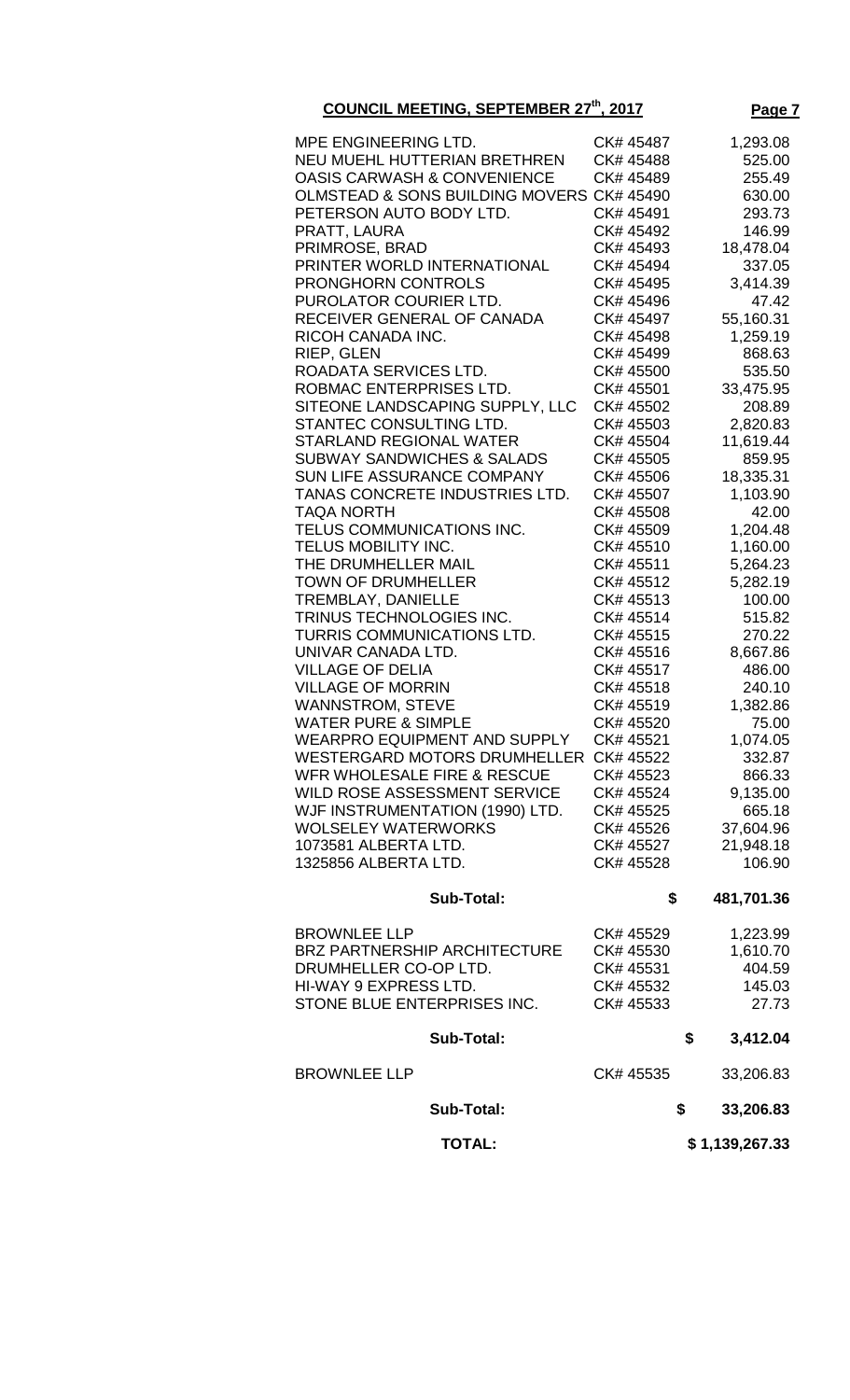**COUNCIL MEETING, SEPTEMBER 27th, 2017**

| | | |
|---|---|---|
| MPE ENGINEERING LTD. | CK# 45487 | 1,293.08 |
| NEU MUEHL HUTTERIAN BRETHREN | CK# 45488 | 525.00 |
| OASIS CARWASH & CONVENIENCE | CK# 45489 | 255.49 |
| OLMSTEAD & SONS BUILDING MOVERS | CK# 45490 | 630.00 |
| PETERSON AUTO BODY LTD. | CK# 45491 | 293.73 |
| PRATT, LAURA | CK# 45492 | 146.99 |
| PRIMROSE, BRAD | CK# 45493 | 18,478.04 |
| PRINTER WORLD INTERNATIONAL | CK# 45494 | 337.05 |
| PRONGHORN CONTROLS | CK# 45495 | 3,414.39 |
| PUROLATOR COURIER LTD. | CK# 45496 | 47.42 |
| RECEIVER GENERAL OF CANADA | CK# 45497 | 55,160.31 |
| RICOH CANADA INC. | CK# 45498 | 1,259.19 |
| RIEP, GLEN | CK# 45499 | 868.63 |
| ROADATA SERVICES LTD. | CK# 45500 | 535.50 |
| ROBMAC ENTERPRISES LTD. | CK# 45501 | 33,475.95 |
| SITEONE LANDSCAPING SUPPLY, LLC | CK# 45502 | 208.89 |
| STANTEC CONSULTING LTD. | CK# 45503 | 2,820.83 |
| STARLAND REGIONAL WATER | CK# 45504 | 11,619.44 |
| SUBWAY SANDWICHES & SALADS | CK# 45505 | 859.95 |
| SUN LIFE ASSURANCE COMPANY | CK# 45506 | 18,335.31 |
| TANAS CONCRETE INDUSTRIES LTD. | CK# 45507 | 1,103.90 |
| TAQA NORTH | CK# 45508 | 42.00 |
| TELUS COMMUNICATIONS INC. | CK# 45509 | 1,204.48 |
| TELUS MOBILITY INC. | CK# 45510 | 1,160.00 |
| THE DRUMHELLER MAIL | CK# 45511 | 5,264.23 |
| TOWN OF DRUMHELLER | CK# 45512 | 5,282.19 |
| TREMBLAY, DANIELLE | CK# 45513 | 100.00 |
| TRINUS TECHNOLOGIES INC. | CK# 45514 | 515.82 |
| TURRIS COMMUNICATIONS LTD. | CK# 45515 | 270.22 |
| UNIVAR CANADA LTD. | CK# 45516 | 8,667.86 |
| VILLAGE OF DELIA | CK# 45517 | 486.00 |
| VILLAGE OF MORRIN | CK# 45518 | 240.10 |
| WANNSTROM, STEVE | CK# 45519 | 1,382.86 |
| WATER PURE & SIMPLE | CK# 45520 | 75.00 |
| WEARPRO EQUIPMENT AND SUPPLY | CK# 45521 | 1,074.05 |
| WESTERGARD MOTORS DRUMHELLER | CK# 45522 | 332.87 |
| WFR WHOLESALE FIRE & RESCUE | CK# 45523 | 866.33 |
| WILD ROSE ASSESSMENT SERVICE | CK# 45524 | 9,135.00 |
| WJF INSTRUMENTATION (1990) LTD. | CK# 45525 | 665.18 |
| WOLSELEY WATERWORKS | CK# 45526 | 37,604.96 |
| 1073581 ALBERTA LTD. | CK# 45527 | 21,948.18 |
| 1325856 ALBERTA LTD. | CK# 45528 | 106.90 |
| **Sub-Total:** | **$** | **481,701.36** |
| BROWNLEE LLP | CK# 45529 | 1,223.99 |
| BRZ PARTNERSHIP ARCHITECTURE | CK# 45530 | 1,610.70 |
| DRUMHELLER CO-OP LTD. | CK# 45531 | 404.59 |
| HI-WAY 9 EXPRESS LTD. | CK# 45532 | 145.03 |
| STONE BLUE ENTERPRISES INC. | CK# 45533 | 27.73 |
| **Sub-Total:** | **$** | **3,412.04** |
| BROWNLEE LLP | CK# 45535 | 33,206.83 |
| **Sub-Total:** | **$** | **33,206.83** |
| **TOTAL:** | | **$ 1,139,267.33** |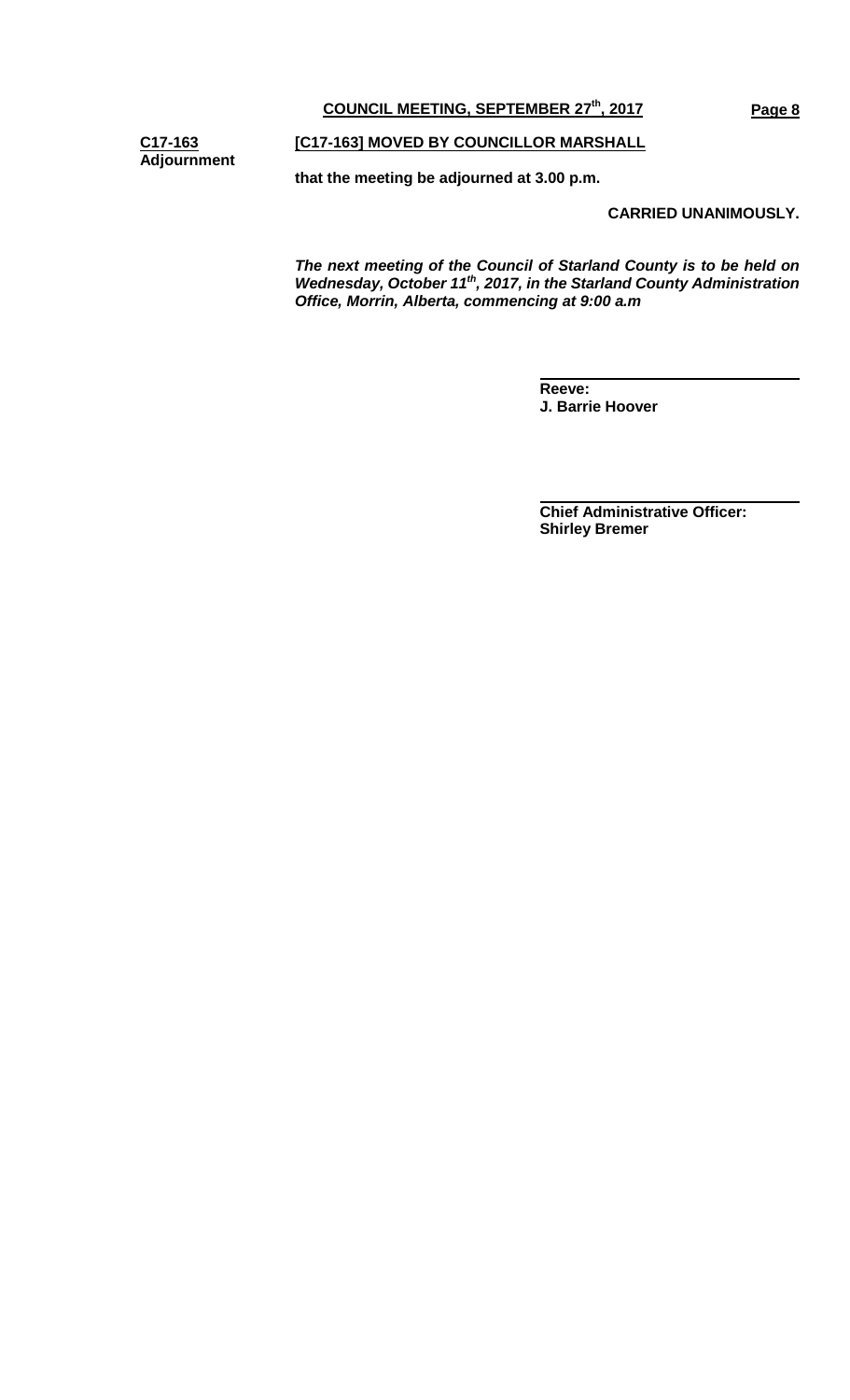**C17-163**
**Adjournment**

**[C17-163] MOVED BY COUNCILLOR MARSHALL**

**that the meeting be adjourned at 3.00 p.m.**

**CARRIED UNANIMOUSLY.**

***The next meeting of the Council of Starland County is to be held on Wednesday, October 11th, 2017, in the Starland County Administration Office, Morrin, Alberta, commencing at 9:00 a.m***

**Reeve:**
**J. Barrie Hoover**

**Chief Administrative Officer:**
**Shirley Bremer**